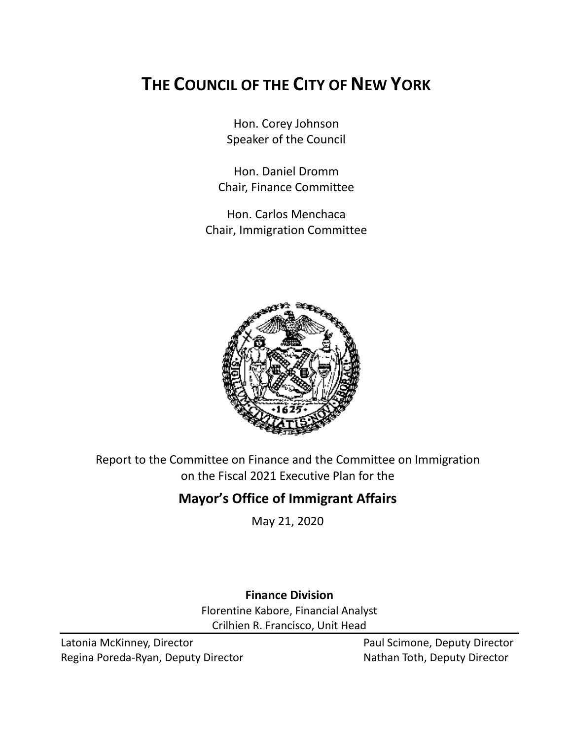# THE COUNCIL OF THE CITY OF NEW YORK

Hon. Corey Johnson
Speaker of the Council

Hon. Daniel Dromm
Chair, Finance Committee

Hon. Carlos Menchaca
Chair, Immigration Committee

Report to the Committee on Finance and the Committee on Immigration on the Fiscal 2021 Executive Plan for the

## Mayor's Office of Immigrant Affairs

May 21, 2020

**Finance Division**

Florentine Kabore, Financial Analyst
Crilhien R. Francisco, Unit Head

Latonia McKinney, Director
Regina Poreda-Ryan, Deputy Director
Paul Scimone, Deputy Director
Nathan Toth, Deputy Director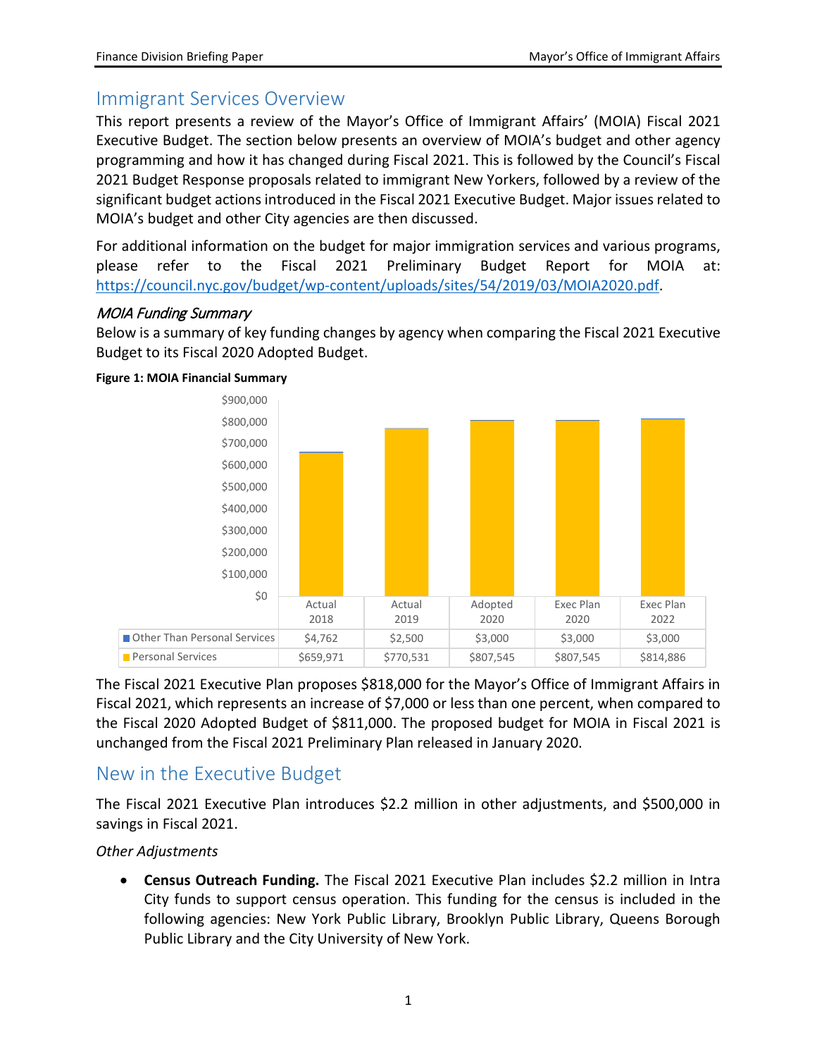# Immigrant Services Overview

This report presents a review of the Mayor's Office of Immigrant Affairs' (MOIA) Fiscal 2021 Executive Budget. The section below presents an overview of MOIA's budget and other agency programming and how it has changed during Fiscal 2021. This is followed by the Council's Fiscal 2021 Budget Response proposals related to immigrant New Yorkers, followed by a review of the significant budget actions introduced in the Fiscal 2021 Executive Budget. Major issues related to MOIA's budget and other City agencies are then discussed.

For additional information on the budget for major immigration services and various programs, please refer to the Fiscal 2021 Preliminary Budget Report for MOIA at: https://council.nyc.gov/budget/wp-content/uploads/sites/54/2019/03/MOIA2020.pdf.

### *MOIA Funding Summary*

Below is a summary of key funding changes by agency when comparing the Fiscal 2021 Executive Budget to its Fiscal 2020 Adopted Budget.

**Figure 1: MOIA Financial Summary**

| | Actual 2018 | Actual 2019 | Adopted 2020 | Exec Plan 2020 | Exec Plan 2022 |
|---|---|---|---|---|---|
| Other Than Personal Services | $4,762 | $2,500 | $3,000 | $3,000 | $3,000 |
| Personal Services | $659,971 | $770,531 | $807,545 | $807,545 | $814,886 |

The Fiscal 2021 Executive Plan proposes $818,000 for the Mayor's Office of Immigrant Affairs in Fiscal 2021, which represents an increase of $7,000 or less than one percent, when compared to the Fiscal 2020 Adopted Budget of $811,000. The proposed budget for MOIA in Fiscal 2021 is unchanged from the Fiscal 2021 Preliminary Plan released in January 2020.

# New in the Executive Budget

The Fiscal 2021 Executive Plan introduces $2.2 million in other adjustments, and $500,000 in savings in Fiscal 2021.

*Other Adjustments*

- **Census Outreach Funding.** The Fiscal 2021 Executive Plan includes $2.2 million in Intra City funds to support census operation. This funding for the census is included in the following agencies: New York Public Library, Brooklyn Public Library, Queens Borough Public Library and the City University of New York.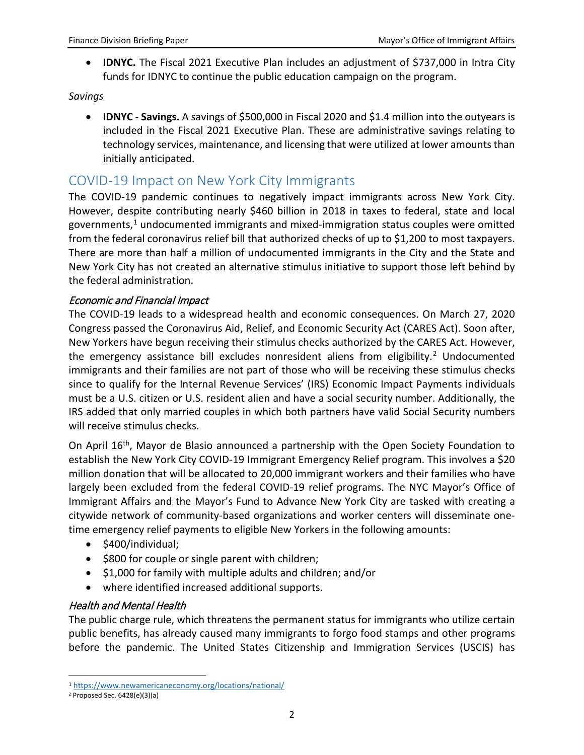- **IDNYC.** The Fiscal 2021 Executive Plan includes an adjustment of $737,000 in Intra City funds for IDNYC to continue the public education campaign on the program.

*Savings*

- **IDNYC - Savings.** A savings of $500,000 in Fiscal 2020 and $1.4 million into the outyears is included in the Fiscal 2021 Executive Plan. These are administrative savings relating to technology services, maintenance, and licensing that were utilized at lower amounts than initially anticipated.

## COVID-19 Impact on New York City Immigrants

The COVID-19 pandemic continues to negatively impact immigrants across New York City. However, despite contributing nearly $460 billion in 2018 in taxes to federal, state and local governments,[1] undocumented immigrants and mixed-immigration status couples were omitted from the federal coronavirus relief bill that authorized checks of up to $1,200 to most taxpayers. There are more than half a million of undocumented immigrants in the City and the State and New York City has not created an alternative stimulus initiative to support those left behind by the federal administration.

### *Economic and Financial Impact*

The COVID-19 leads to a widespread health and economic consequences. On March 27, 2020 Congress passed the Coronavirus Aid, Relief, and Economic Security Act (CARES Act). Soon after, New Yorkers have begun receiving their stimulus checks authorized by the CARES Act. However, the emergency assistance bill excludes nonresident aliens from eligibility.[2] Undocumented immigrants and their families are not part of those who will be receiving these stimulus checks since to qualify for the Internal Revenue Services' (IRS) Economic Impact Payments individuals must be a U.S. citizen or U.S. resident alien and have a social security number. Additionally, the IRS added that only married couples in which both partners have valid Social Security numbers will receive stimulus checks.

On April 16th, Mayor de Blasio announced a partnership with the Open Society Foundation to establish the New York City COVID-19 Immigrant Emergency Relief program. This involves a $20 million donation that will be allocated to 20,000 immigrant workers and their families who have largely been excluded from the federal COVID-19 relief programs. The NYC Mayor's Office of Immigrant Affairs and the Mayor's Fund to Advance New York City are tasked with creating a citywide network of community-based organizations and worker centers will disseminate one-time emergency relief payments to eligible New Yorkers in the following amounts:

- $400/individual;
- $800 for couple or single parent with children;
- $1,000 for family with multiple adults and children; and/or
- where identified increased additional supports.

### *Health and Mental Health*

The public charge rule, which threatens the permanent status for immigrants who utilize certain public benefits, has already caused many immigrants to forgo food stamps and other programs before the pandemic. The United States Citizenship and Immigration Services (USCIS) has

---

[1] https://www.newamericaneconomy.org/locations/national/

[2] Proposed Sec. 6428(e)(3)(a)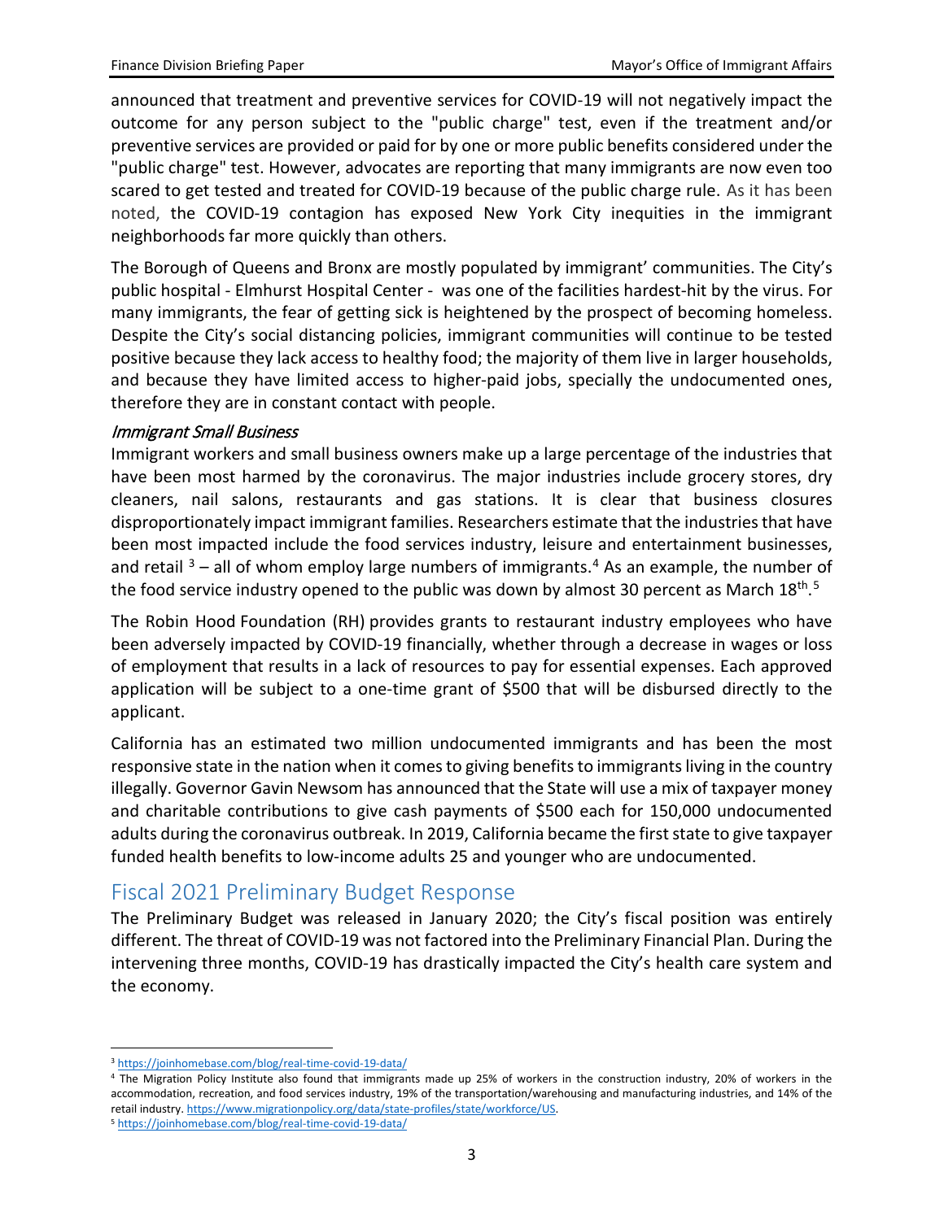announced that treatment and preventive services for COVID-19 will not negatively impact the outcome for any person subject to the "public charge" test, even if the treatment and/or preventive services are provided or paid for by one or more public benefits considered under the "public charge" test. However, advocates are reporting that many immigrants are now even too scared to get tested and treated for COVID-19 because of the public charge rule. As it has been noted, the COVID-19 contagion has exposed New York City inequities in the immigrant neighborhoods far more quickly than others.

The Borough of Queens and Bronx are mostly populated by immigrant' communities. The City's public hospital - Elmhurst Hospital Center - was one of the facilities hardest-hit by the virus. For many immigrants, the fear of getting sick is heightened by the prospect of becoming homeless. Despite the City's social distancing policies, immigrant communities will continue to be tested positive because they lack access to healthy food; the majority of them live in larger households, and because they have limited access to higher-paid jobs, specially the undocumented ones, therefore they are in constant contact with people.

*Immigrant Small Business*

Immigrant workers and small business owners make up a large percentage of the industries that have been most harmed by the coronavirus. The major industries include grocery stores, dry cleaners, nail salons, restaurants and gas stations. It is clear that business closures disproportionately impact immigrant families. Researchers estimate that the industries that have been most impacted include the food services industry, leisure and entertainment businesses, and retail [3] – all of whom employ large numbers of immigrants.[4] As an example, the number of the food service industry opened to the public was down by almost 30 percent as March 18th.[5]

The Robin Hood Foundation (RH) provides grants to restaurant industry employees who have been adversely impacted by COVID-19 financially, whether through a decrease in wages or loss of employment that results in a lack of resources to pay for essential expenses. Each approved application will be subject to a one-time grant of $500 that will be disbursed directly to the applicant.

California has an estimated two million undocumented immigrants and has been the most responsive state in the nation when it comes to giving benefits to immigrants living in the country illegally. Governor Gavin Newsom has announced that the State will use a mix of taxpayer money and charitable contributions to give cash payments of $500 each for 150,000 undocumented adults during the coronavirus outbreak. In 2019, California became the first state to give taxpayer funded health benefits to low-income adults 25 and younger who are undocumented.

## Fiscal 2021 Preliminary Budget Response

The Preliminary Budget was released in January 2020; the City's fiscal position was entirely different. The threat of COVID-19 was not factored into the Preliminary Financial Plan. During the intervening three months, COVID-19 has drastically impacted the City's health care system and the economy.

---

[3] https://joinhomebase.com/blog/real-time-covid-19-data/

[4] The Migration Policy Institute also found that immigrants made up 25% of workers in the construction industry, 20% of workers in the accommodation, recreation, and food services industry, 19% of the transportation/warehousing and manufacturing industries, and 14% of the retail industry. https://www.migrationpolicy.org/data/state-profiles/state/workforce/US.

[5] https://joinhomebase.com/blog/real-time-covid-19-data/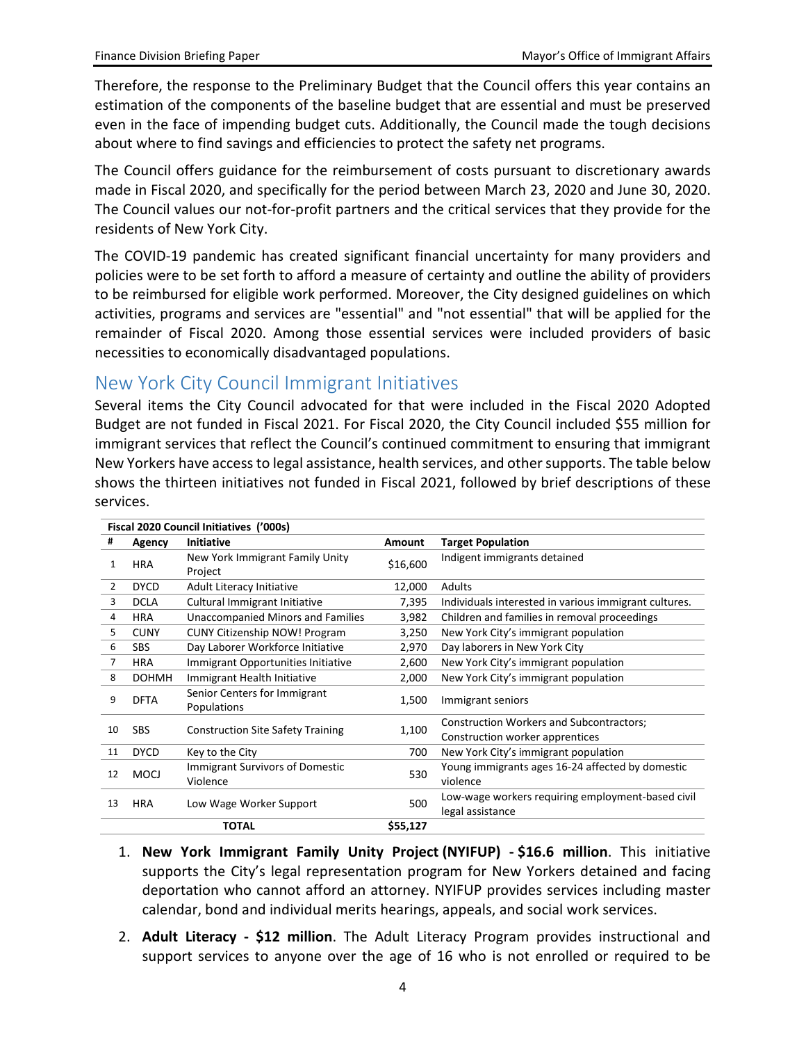Therefore, the response to the Preliminary Budget that the Council offers this year contains an estimation of the components of the baseline budget that are essential and must be preserved even in the face of impending budget cuts. Additionally, the Council made the tough decisions about where to find savings and efficiencies to protect the safety net programs.

The Council offers guidance for the reimbursement of costs pursuant to discretionary awards made in Fiscal 2020, and specifically for the period between March 23, 2020 and June 30, 2020. The Council values our not-for-profit partners and the critical services that they provide for the residents of New York City.

The COVID-19 pandemic has created significant financial uncertainty for many providers and policies were to be set forth to afford a measure of certainty and outline the ability of providers to be reimbursed for eligible work performed. Moreover, the City designed guidelines on which activities, programs and services are "essential" and "not essential" that will be applied for the remainder of Fiscal 2020. Among those essential services were included providers of basic necessities to economically disadvantaged populations.

## New York City Council Immigrant Initiatives

Several items the City Council advocated for that were included in the Fiscal 2020 Adopted Budget are not funded in Fiscal 2021. For Fiscal 2020, the City Council included $55 million for immigrant services that reflect the Council's continued commitment to ensuring that immigrant New Yorkers have access to legal assistance, health services, and other supports. The table below shows the thirteen initiatives not funded in Fiscal 2021, followed by brief descriptions of these services.

| **Fiscal 2020 Council Initiatives ('000s)** | | | | |
|---|---|---|---|---|
| **#** | **Agency** | **Initiative** | **Amount** | **Target Population** |
| 1 | HRA | New York Immigrant Family Unity Project | $16,600 | Indigent immigrants detained |
| 2 | DYCD | Adult Literacy Initiative | 12,000 | Adults |
| 3 | DCLA | Cultural Immigrant Initiative | 7,395 | Individuals interested in various immigrant cultures. |
| 4 | HRA | Unaccompanied Minors and Families | 3,982 | Children and families in removal proceedings |
| 5 | CUNY | CUNY Citizenship NOW! Program | 3,250 | New York City's immigrant population |
| 6 | SBS | Day Laborer Workforce Initiative | 2,970 | Day laborers in New York City |
| 7 | HRA | Immigrant Opportunities Initiative | 2,600 | New York City's immigrant population |
| 8 | DOHMH | Immigrant Health Initiative | 2,000 | New York City's immigrant population |
| 9 | DFTA | Senior Centers for Immigrant Populations | 1,500 | Immigrant seniors |
| 10 | SBS | Construction Site Safety Training | 1,100 | Construction Workers and Subcontractors; Construction worker apprentices |
| 11 | DYCD | Key to the City | 700 | New York City's immigrant population |
| 12 | MOCJ | Immigrant Survivors of Domestic Violence | 530 | Young immigrants ages 16-24 affected by domestic violence |
| 13 | HRA | Low Wage Worker Support | 500 | Low-wage workers requiring employment-based civil legal assistance |
| | | **TOTAL** | **$55,127** | |

1. **New York Immigrant Family Unity Project (NYIFUP) - $16.6 million**. This initiative supports the City's legal representation program for New Yorkers detained and facing deportation who cannot afford an attorney. NYIFUP provides services including master calendar, bond and individual merits hearings, appeals, and social work services.
2. **Adult Literacy - $12 million**. The Adult Literacy Program provides instructional and support services to anyone over the age of 16 who is not enrolled or required to be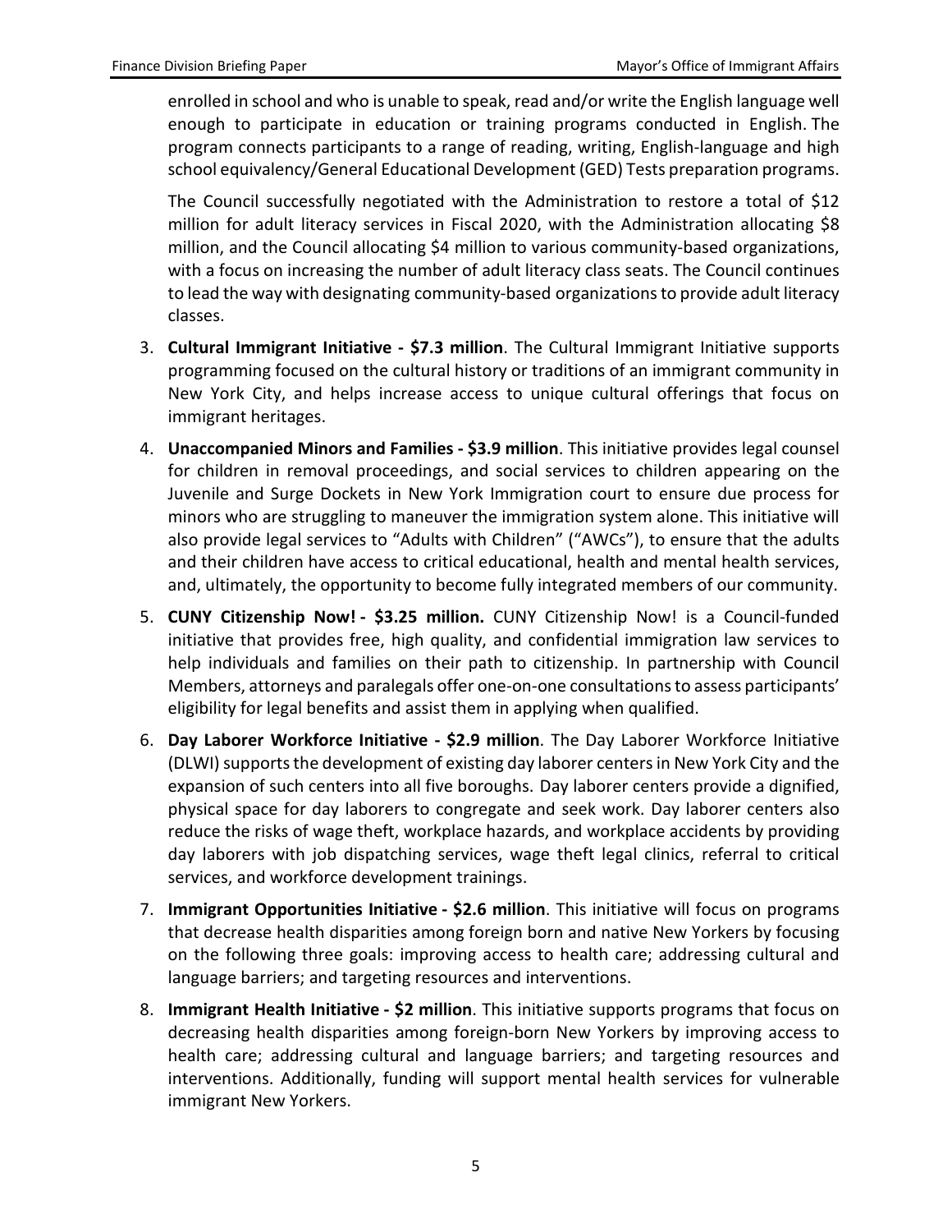enrolled in school and who is unable to speak, read and/or write the English language well enough to participate in education or training programs conducted in English. The program connects participants to a range of reading, writing, English-language and high school equivalency/General Educational Development (GED) Tests preparation programs.

The Council successfully negotiated with the Administration to restore a total of $12 million for adult literacy services in Fiscal 2020, with the Administration allocating $8 million, and the Council allocating $4 million to various community-based organizations, with a focus on increasing the number of adult literacy class seats. The Council continues to lead the way with designating community-based organizations to provide adult literacy classes.

3. **Cultural Immigrant Initiative - $7.3 million**. The Cultural Immigrant Initiative supports programming focused on the cultural history or traditions of an immigrant community in New York City, and helps increase access to unique cultural offerings that focus on immigrant heritages.

4. **Unaccompanied Minors and Families - $3.9 million**. This initiative provides legal counsel for children in removal proceedings, and social services to children appearing on the Juvenile and Surge Dockets in New York Immigration court to ensure due process for minors who are struggling to maneuver the immigration system alone. This initiative will also provide legal services to "Adults with Children" ("AWCs"), to ensure that the adults and their children have access to critical educational, health and mental health services, and, ultimately, the opportunity to become fully integrated members of our community.

5. **CUNY Citizenship Now! - $3.25 million.** CUNY Citizenship Now! is a Council-funded initiative that provides free, high quality, and confidential immigration law services to help individuals and families on their path to citizenship. In partnership with Council Members, attorneys and paralegals offer one-on-one consultations to assess participants' eligibility for legal benefits and assist them in applying when qualified.

6. **Day Laborer Workforce Initiative - $2.9 million**. The Day Laborer Workforce Initiative (DLWI) supports the development of existing day laborer centers in New York City and the expansion of such centers into all five boroughs. Day laborer centers provide a dignified, physical space for day laborers to congregate and seek work. Day laborer centers also reduce the risks of wage theft, workplace hazards, and workplace accidents by providing day laborers with job dispatching services, wage theft legal clinics, referral to critical services, and workforce development trainings.

7. **Immigrant Opportunities Initiative - $2.6 million**. This initiative will focus on programs that decrease health disparities among foreign born and native New Yorkers by focusing on the following three goals: improving access to health care; addressing cultural and language barriers; and targeting resources and interventions.

8. **Immigrant Health Initiative - $2 million**. This initiative supports programs that focus on decreasing health disparities among foreign-born New Yorkers by improving access to health care; addressing cultural and language barriers; and targeting resources and interventions. Additionally, funding will support mental health services for vulnerable immigrant New Yorkers.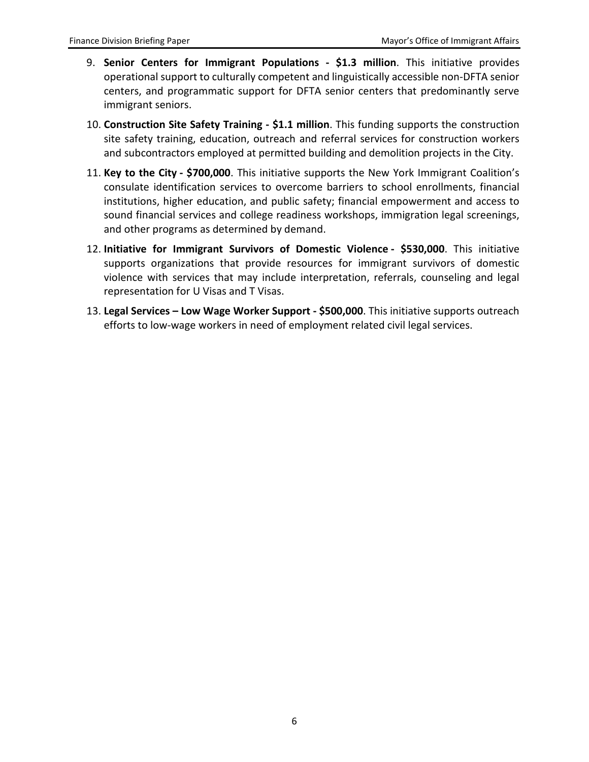9. **Senior Centers for Immigrant Populations - $1.3 million**. This initiative provides operational support to culturally competent and linguistically accessible non-DFTA senior centers, and programmatic support for DFTA senior centers that predominantly serve immigrant seniors.
10. **Construction Site Safety Training - $1.1 million**. This funding supports the construction site safety training, education, outreach and referral services for construction workers and subcontractors employed at permitted building and demolition projects in the City.
11. **Key to the City - $700,000**. This initiative supports the New York Immigrant Coalition's consulate identification services to overcome barriers to school enrollments, financial institutions, higher education, and public safety; financial empowerment and access to sound financial services and college readiness workshops, immigration legal screenings, and other programs as determined by demand.
12. **Initiative for Immigrant Survivors of Domestic Violence - $530,000**. This initiative supports organizations that provide resources for immigrant survivors of domestic violence with services that may include interpretation, referrals, counseling and legal representation for U Visas and T Visas.
13. **Legal Services – Low Wage Worker Support - $500,000**. This initiative supports outreach efforts to low-wage workers in need of employment related civil legal services.